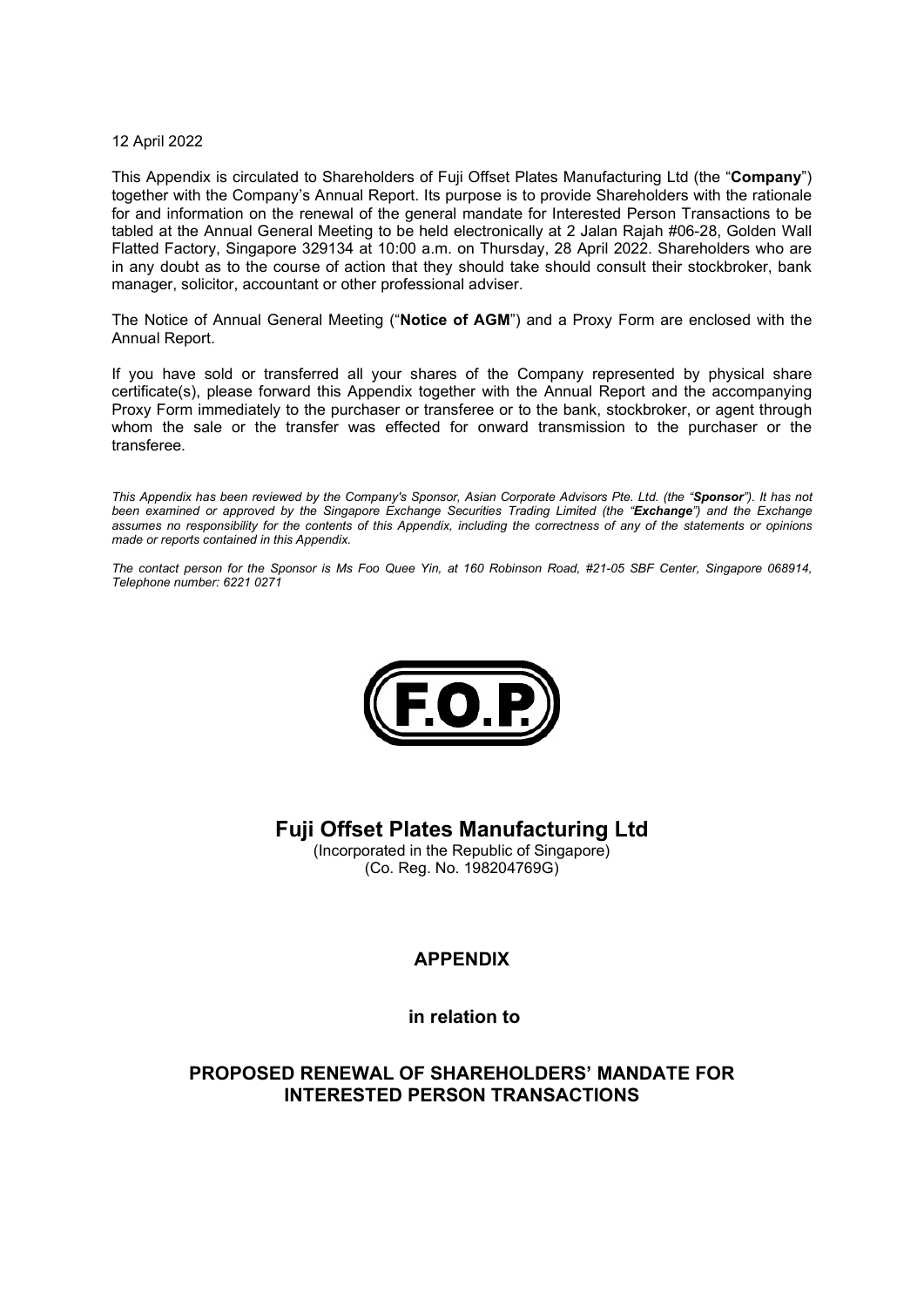12 April 2022

This Appendix is circulated to Shareholders of Fuji Offset Plates Manufacturing Ltd (the "**Company**") together with the Company's Annual Report. Its purpose is to provide Shareholders with the rationale for and information on the renewal of the general mandate for Interested Person Transactions to be tabled at the Annual General Meeting to be held electronically at 2 Jalan Rajah #06-28, Golden Wall Flatted Factory, Singapore 329134 at 10:00 a.m. on Thursday, 28 April 2022. Shareholders who are in any doubt as to the course of action that they should take should consult their stockbroker, bank manager, solicitor, accountant or other professional adviser.

The Notice of Annual General Meeting ("**Notice of AGM**") and a Proxy Form are enclosed with the Annual Report.

If you have sold or transferred all your shares of the Company represented by physical share certificate(s), please forward this Appendix together with the Annual Report and the accompanying Proxy Form immediately to the purchaser or transferee or to the bank, stockbroker, or agent through whom the sale or the transfer was effected for onward transmission to the purchaser or the transferee.

*This Appendix has been reviewed by the Company's Sponsor, Asian Corporate Advisors Pte. Ltd. (the "**Sponsor**"). It has not been examined or approved by the Singapore Exchange Securities Trading Limited (the "**Exchange**") and the Exchange assumes no responsibility for the contents of this Appendix, including the correctness of any of the statements or opinions made or reports contained in this Appendix.*

*The contact person for the Sponsor is Ms Foo Quee Yin, at 160 Robinson Road, #21-05 SBF Center, Singapore 068914, Telephone number: 6221 0271*

F.O.P.

# Fuji Offset Plates Manufacturing Ltd

(Incorporated in the Republic of Singapore)
(Co. Reg. No. 198204769G)

## APPENDIX

**in relation to**

## PROPOSED RENEWAL OF SHAREHOLDERS' MANDATE FOR INTERESTED PERSON TRANSACTIONS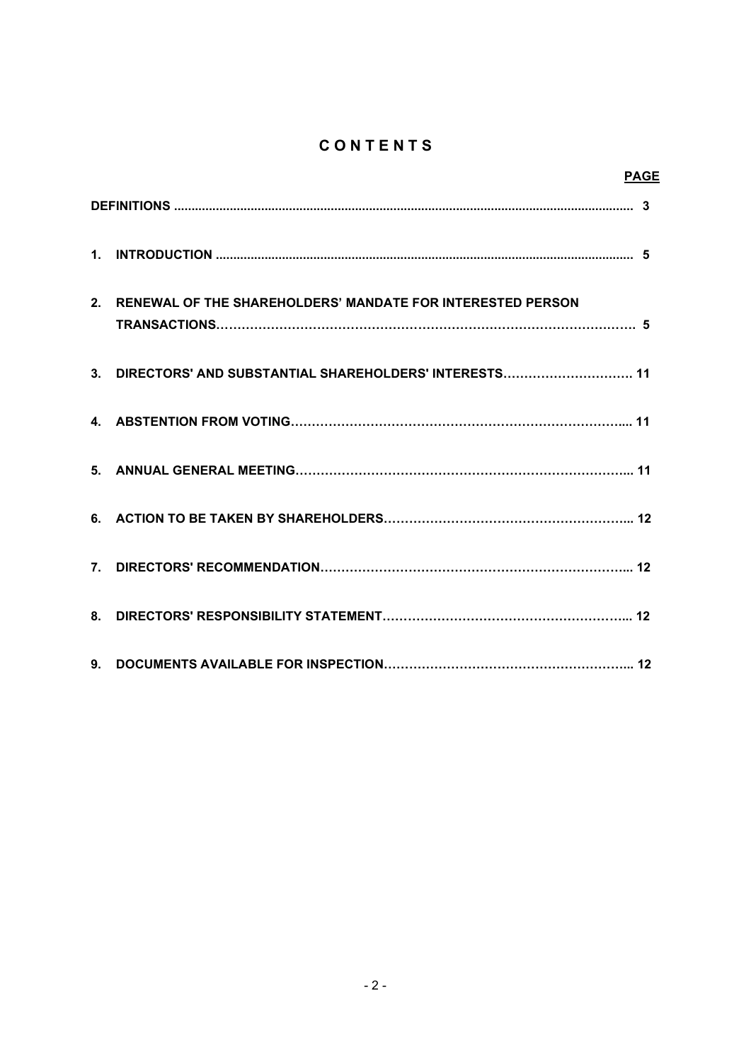# CONTENTS

| | | PAGE |
|---|---|---|
| | DEFINITIONS | 3 |
| 1. | INTRODUCTION | 5 |
| 2. | RENEWAL OF THE SHAREHOLDERS' MANDATE FOR INTERESTED PERSON TRANSACTIONS | 5 |
| 3. | DIRECTORS' AND SUBSTANTIAL SHAREHOLDERS' INTERESTS | 11 |
| 4. | ABSTENTION FROM VOTING | 11 |
| 5. | ANNUAL GENERAL MEETING | 11 |
| 6. | ACTION TO BE TAKEN BY SHAREHOLDERS | 12 |
| 7. | DIRECTORS' RECOMMENDATION | 12 |
| 8. | DIRECTORS' RESPONSIBILITY STATEMENT | 12 |
| 9. | DOCUMENTS AVAILABLE FOR INSPECTION | 12 |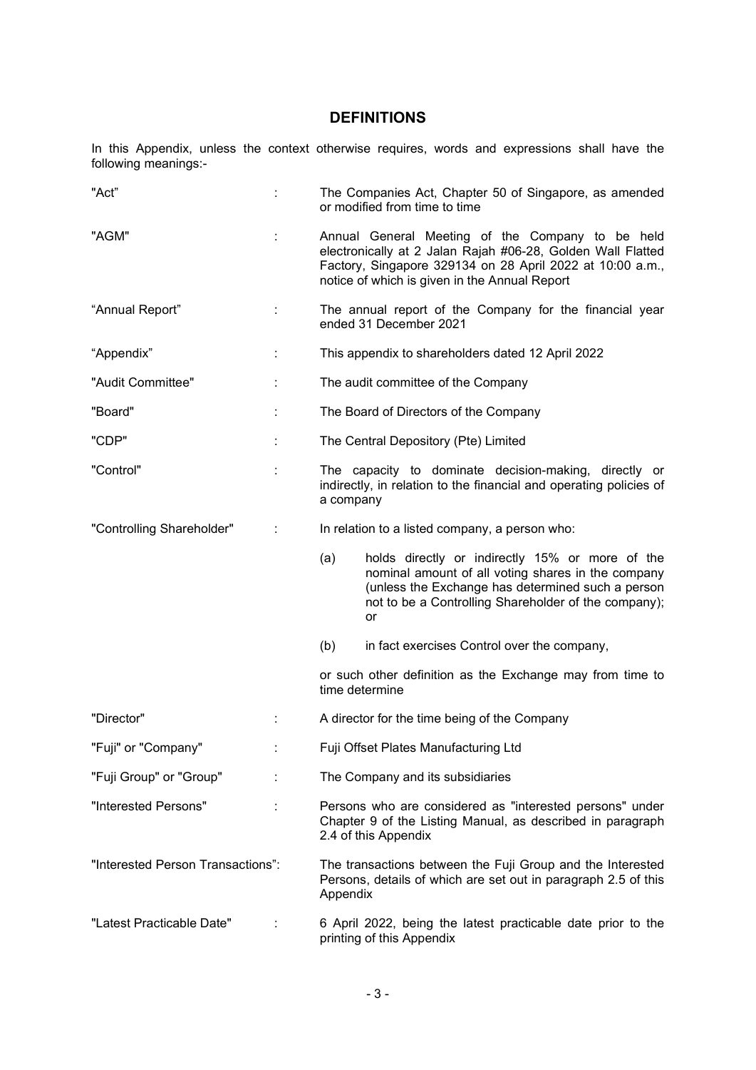## DEFINITIONS

In this Appendix, unless the context otherwise requires, words and expressions shall have the following meanings:-

| | | |
|---|---|---|
| "Act" | : | The Companies Act, Chapter 50 of Singapore, as amended or modified from time to time |
| "AGM" | : | Annual General Meeting of the Company to be held electronically at 2 Jalan Rajah #06-28, Golden Wall Flatted Factory, Singapore 329134 on 28 April 2022 at 10:00 a.m., notice of which is given in the Annual Report |
| "Annual Report" | : | The annual report of the Company for the financial year ended 31 December 2021 |
| "Appendix" | : | This appendix to shareholders dated 12 April 2022 |
| "Audit Committee" | : | The audit committee of the Company |
| "Board" | : | The Board of Directors of the Company |
| "CDP" | : | The Central Depository (Pte) Limited |
| "Control" | : | The capacity to dominate decision-making, directly or indirectly, in relation to the financial and operating policies of a company |
| "Controlling Shareholder" | : | In relation to a listed company, a person who:<br><br>(a) holds directly or indirectly 15% or more of the nominal amount of all voting shares in the company (unless the Exchange has determined such a person not to be a Controlling Shareholder of the company); or<br><br>(b) in fact exercises Control over the company,<br><br>or such other definition as the Exchange may from time to time determine |
| "Director" | : | A director for the time being of the Company |
| "Fuji" or "Company" | : | Fuji Offset Plates Manufacturing Ltd |
| "Fuji Group" or "Group" | : | The Company and its subsidiaries |
| "Interested Persons" | : | Persons who are considered as "interested persons" under Chapter 9 of the Listing Manual, as described in paragraph 2.4 of this Appendix |
| "Interested Person Transactions" | : | The transactions between the Fuji Group and the Interested Persons, details of which are set out in paragraph 2.5 of this Appendix |
| "Latest Practicable Date" | : | 6 April 2022, being the latest practicable date prior to the printing of this Appendix |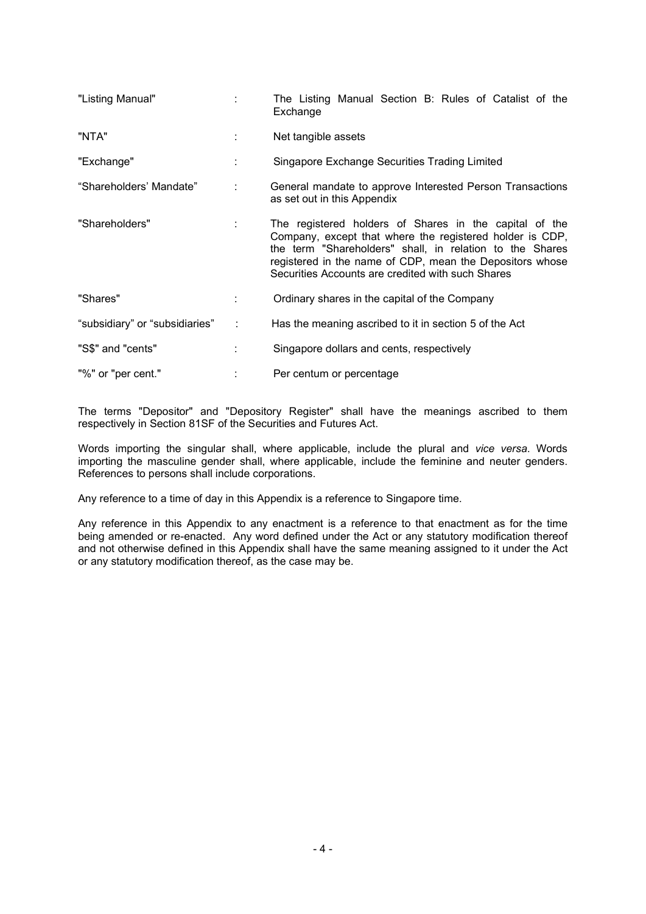| | | |
|---|---|---|
| "Listing Manual" | : | The Listing Manual Section B: Rules of Catalist of the Exchange |
| "NTA" | : | Net tangible assets |
| "Exchange" | : | Singapore Exchange Securities Trading Limited |
| "Shareholders' Mandate" | : | General mandate to approve Interested Person Transactions as set out in this Appendix |
| "Shareholders" | : | The registered holders of Shares in the capital of the Company, except that where the registered holder is CDP, the term "Shareholders" shall, in relation to the Shares registered in the name of CDP, mean the Depositors whose Securities Accounts are credited with such Shares |
| "Shares" | : | Ordinary shares in the capital of the Company |
| "subsidiary" or "subsidiaries" | : | Has the meaning ascribed to it in section 5 of the Act |
| "S$" and "cents" | : | Singapore dollars and cents, respectively |
| "%" or "per cent." | : | Per centum or percentage |

The terms "Depositor" and "Depository Register" shall have the meanings ascribed to them respectively in Section 81SF of the Securities and Futures Act.

Words importing the singular shall, where applicable, include the plural and *vice versa*. Words importing the masculine gender shall, where applicable, include the feminine and neuter genders. References to persons shall include corporations.

Any reference to a time of day in this Appendix is a reference to Singapore time.

Any reference in this Appendix to any enactment is a reference to that enactment as for the time being amended or re-enacted. Any word defined under the Act or any statutory modification thereof and not otherwise defined in this Appendix shall have the same meaning assigned to it under the Act or any statutory modification thereof, as the case may be.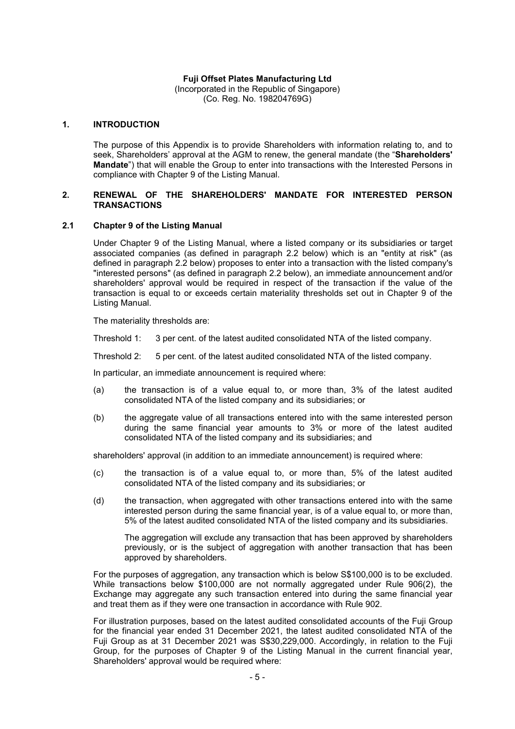**Fuji Offset Plates Manufacturing Ltd**
(Incorporated in the Republic of Singapore)
(Co. Reg. No. 198204769G)

## 1. INTRODUCTION

The purpose of this Appendix is to provide Shareholders with information relating to, and to seek, Shareholders' approval at the AGM to renew, the general mandate (the "**Shareholders' Mandate**") that will enable the Group to enter into transactions with the Interested Persons in compliance with Chapter 9 of the Listing Manual.

## 2. RENEWAL OF THE SHAREHOLDERS' MANDATE FOR INTERESTED PERSON TRANSACTIONS

### 2.1 Chapter 9 of the Listing Manual

Under Chapter 9 of the Listing Manual, where a listed company or its subsidiaries or target associated companies (as defined in paragraph 2.2 below) which is an "entity at risk" (as defined in paragraph 2.2 below) proposes to enter into a transaction with the listed company's "interested persons" (as defined in paragraph 2.2 below), an immediate announcement and/or shareholders' approval would be required in respect of the transaction if the value of the transaction is equal to or exceeds certain materiality thresholds set out in Chapter 9 of the Listing Manual.

The materiality thresholds are:

Threshold 1: 3 per cent. of the latest audited consolidated NTA of the listed company.

Threshold 2: 5 per cent. of the latest audited consolidated NTA of the listed company.

In particular, an immediate announcement is required where:

(a) the transaction is of a value equal to, or more than, 3% of the latest audited consolidated NTA of the listed company and its subsidiaries; or

(b) the aggregate value of all transactions entered into with the same interested person during the same financial year amounts to 3% or more of the latest audited consolidated NTA of the listed company and its subsidiaries; and

shareholders' approval (in addition to an immediate announcement) is required where:

(c) the transaction is of a value equal to, or more than, 5% of the latest audited consolidated NTA of the listed company and its subsidiaries; or

(d) the transaction, when aggregated with other transactions entered into with the same interested person during the same financial year, is of a value equal to, or more than, 5% of the latest audited consolidated NTA of the listed company and its subsidiaries.

The aggregation will exclude any transaction that has been approved by shareholders previously, or is the subject of aggregation with another transaction that has been approved by shareholders.

For the purposes of aggregation, any transaction which is below S$100,000 is to be excluded. While transactions below $100,000 are not normally aggregated under Rule 906(2), the Exchange may aggregate any such transaction entered into during the same financial year and treat them as if they were one transaction in accordance with Rule 902.

For illustration purposes, based on the latest audited consolidated accounts of the Fuji Group for the financial year ended 31 December 2021, the latest audited consolidated NTA of the Fuji Group as at 31 December 2021 was S$30,229,000. Accordingly, in relation to the Fuji Group, for the purposes of Chapter 9 of the Listing Manual in the current financial year, Shareholders' approval would be required where: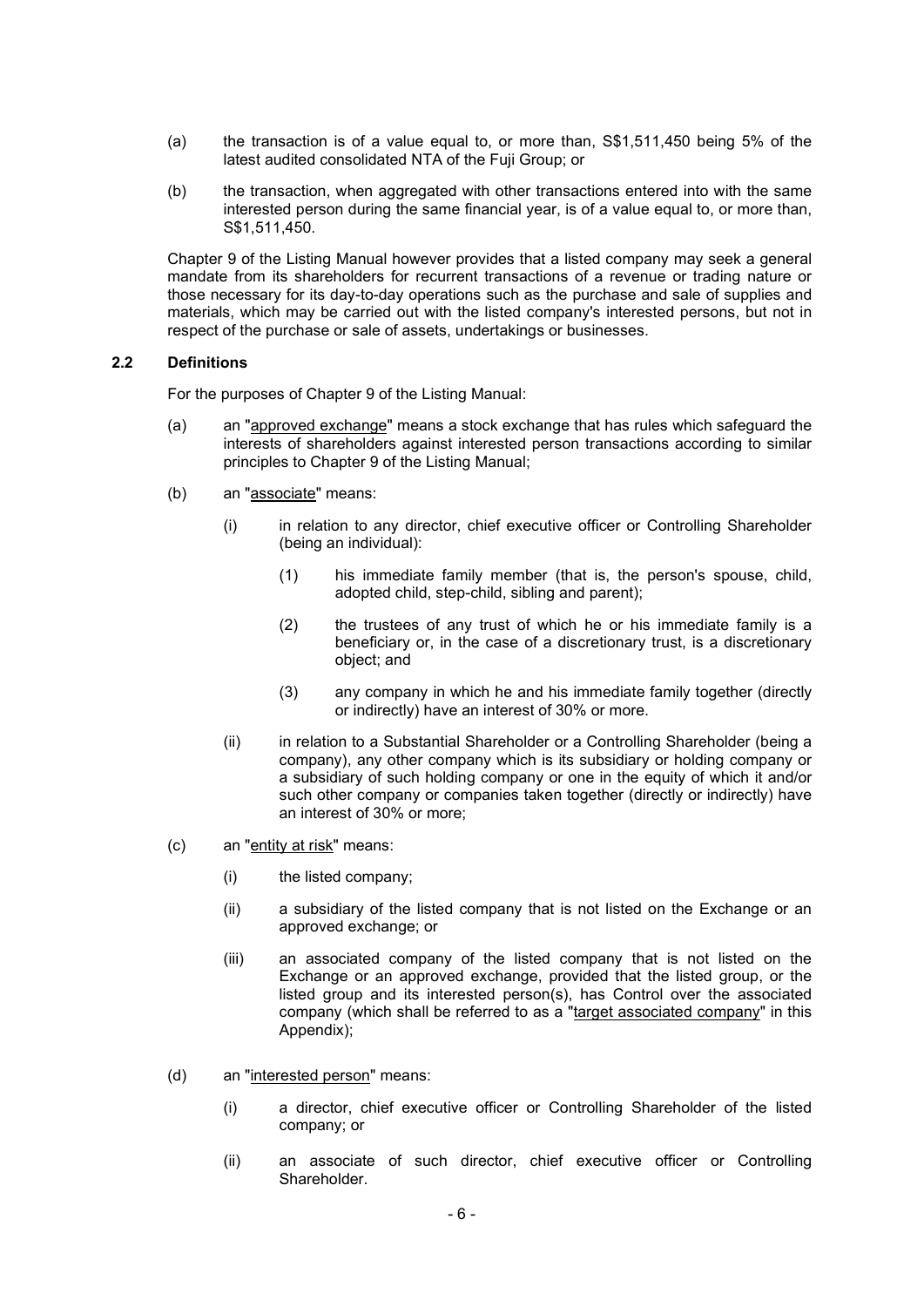(a) the transaction is of a value equal to, or more than, S$1,511,450 being 5% of the latest audited consolidated NTA of the Fuji Group; or

(b) the transaction, when aggregated with other transactions entered into with the same interested person during the same financial year, is of a value equal to, or more than, S$1,511,450.

Chapter 9 of the Listing Manual however provides that a listed company may seek a general mandate from its shareholders for recurrent transactions of a revenue or trading nature or those necessary for its day-to-day operations such as the purchase and sale of supplies and materials, which may be carried out with the listed company's interested persons, but not in respect of the purchase or sale of assets, undertakings or businesses.

### 2.2 Definitions

For the purposes of Chapter 9 of the Listing Manual:

(a) an "approved exchange" means a stock exchange that has rules which safeguard the interests of shareholders against interested person transactions according to similar principles to Chapter 9 of the Listing Manual;

(b) an "associate" means:

  (i) in relation to any director, chief executive officer or Controlling Shareholder (being an individual):

    (1) his immediate family member (that is, the person's spouse, child, adopted child, step-child, sibling and parent);

    (2) the trustees of any trust of which he or his immediate family is a beneficiary or, in the case of a discretionary trust, is a discretionary object; and

    (3) any company in which he and his immediate family together (directly or indirectly) have an interest of 30% or more.

  (ii) in relation to a Substantial Shareholder or a Controlling Shareholder (being a company), any other company which is its subsidiary or holding company or a subsidiary of such holding company or one in the equity of which it and/or such other company or companies taken together (directly or indirectly) have an interest of 30% or more;

(c) an "entity at risk" means:

  (i) the listed company;

  (ii) a subsidiary of the listed company that is not listed on the Exchange or an approved exchange; or

  (iii) an associated company of the listed company that is not listed on the Exchange or an approved exchange, provided that the listed group, or the listed group and its interested person(s), has Control over the associated company (which shall be referred to as a "target associated company" in this Appendix);

(d) an "interested person" means:

  (i) a director, chief executive officer or Controlling Shareholder of the listed company; or

  (ii) an associate of such director, chief executive officer or Controlling Shareholder.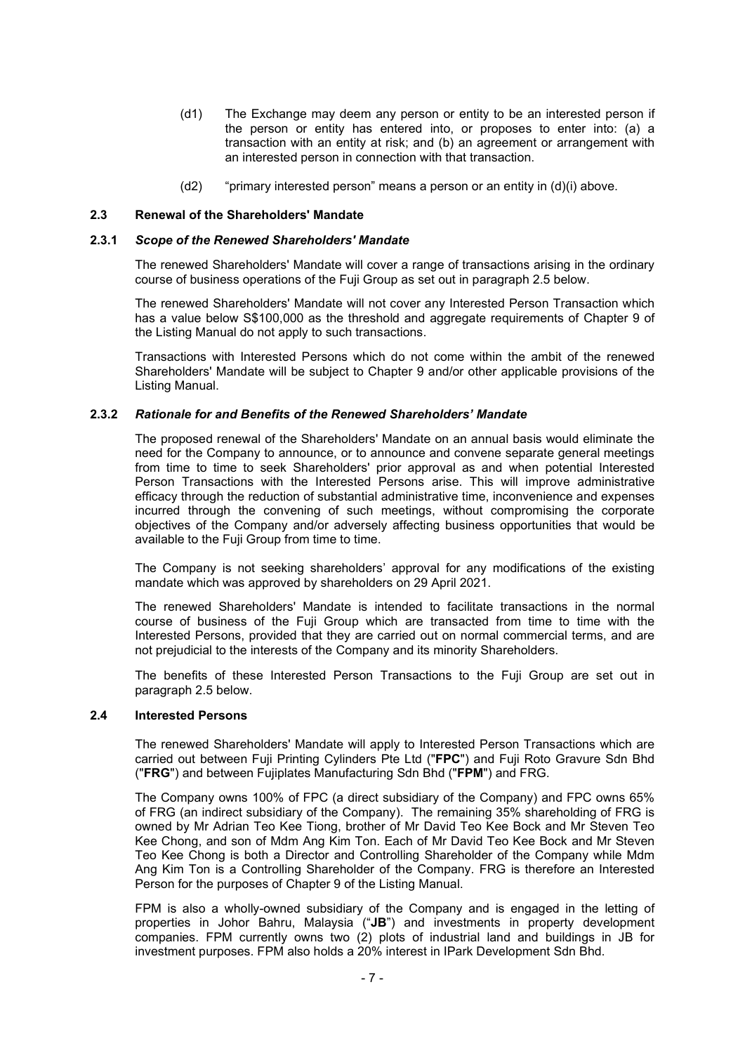(d1) The Exchange may deem any person or entity to be an interested person if the person or entity has entered into, or proposes to enter into: (a) a transaction with an entity at risk; and (b) an agreement or arrangement with an interested person in connection with that transaction.

(d2) "primary interested person" means a person or an entity in (d)(i) above.

### 2.3 Renewal of the Shareholders' Mandate

#### 2.3.1 *Scope of the Renewed Shareholders' Mandate*

The renewed Shareholders' Mandate will cover a range of transactions arising in the ordinary course of business operations of the Fuji Group as set out in paragraph 2.5 below.

The renewed Shareholders' Mandate will not cover any Interested Person Transaction which has a value below S$100,000 as the threshold and aggregate requirements of Chapter 9 of the Listing Manual do not apply to such transactions.

Transactions with Interested Persons which do not come within the ambit of the renewed Shareholders' Mandate will be subject to Chapter 9 and/or other applicable provisions of the Listing Manual.

#### 2.3.2 *Rationale for and Benefits of the Renewed Shareholders' Mandate*

The proposed renewal of the Shareholders' Mandate on an annual basis would eliminate the need for the Company to announce, or to announce and convene separate general meetings from time to time to seek Shareholders' prior approval as and when potential Interested Person Transactions with the Interested Persons arise. This will improve administrative efficacy through the reduction of substantial administrative time, inconvenience and expenses incurred through the convening of such meetings, without compromising the corporate objectives of the Company and/or adversely affecting business opportunities that would be available to the Fuji Group from time to time.

The Company is not seeking shareholders' approval for any modifications of the existing mandate which was approved by shareholders on 29 April 2021.

The renewed Shareholders' Mandate is intended to facilitate transactions in the normal course of business of the Fuji Group which are transacted from time to time with the Interested Persons, provided that they are carried out on normal commercial terms, and are not prejudicial to the interests of the Company and its minority Shareholders.

The benefits of these Interested Person Transactions to the Fuji Group are set out in paragraph 2.5 below.

### 2.4 Interested Persons

The renewed Shareholders' Mandate will apply to Interested Person Transactions which are carried out between Fuji Printing Cylinders Pte Ltd ("**FPC**") and Fuji Roto Gravure Sdn Bhd ("**FRG**") and between Fujiplates Manufacturing Sdn Bhd ("**FPM**") and FRG.

The Company owns 100% of FPC (a direct subsidiary of the Company) and FPC owns 65% of FRG (an indirect subsidiary of the Company). The remaining 35% shareholding of FRG is owned by Mr Adrian Teo Kee Tiong, brother of Mr David Teo Kee Bock and Mr Steven Teo Kee Chong, and son of Mdm Ang Kim Ton. Each of Mr David Teo Kee Bock and Mr Steven Teo Kee Chong is both a Director and Controlling Shareholder of the Company while Mdm Ang Kim Ton is a Controlling Shareholder of the Company. FRG is therefore an Interested Person for the purposes of Chapter 9 of the Listing Manual.

FPM is also a wholly-owned subsidiary of the Company and is engaged in the letting of properties in Johor Bahru, Malaysia ("**JB**") and investments in property development companies. FPM currently owns two (2) plots of industrial land and buildings in JB for investment purposes. FPM also holds a 20% interest in IPark Development Sdn Bhd.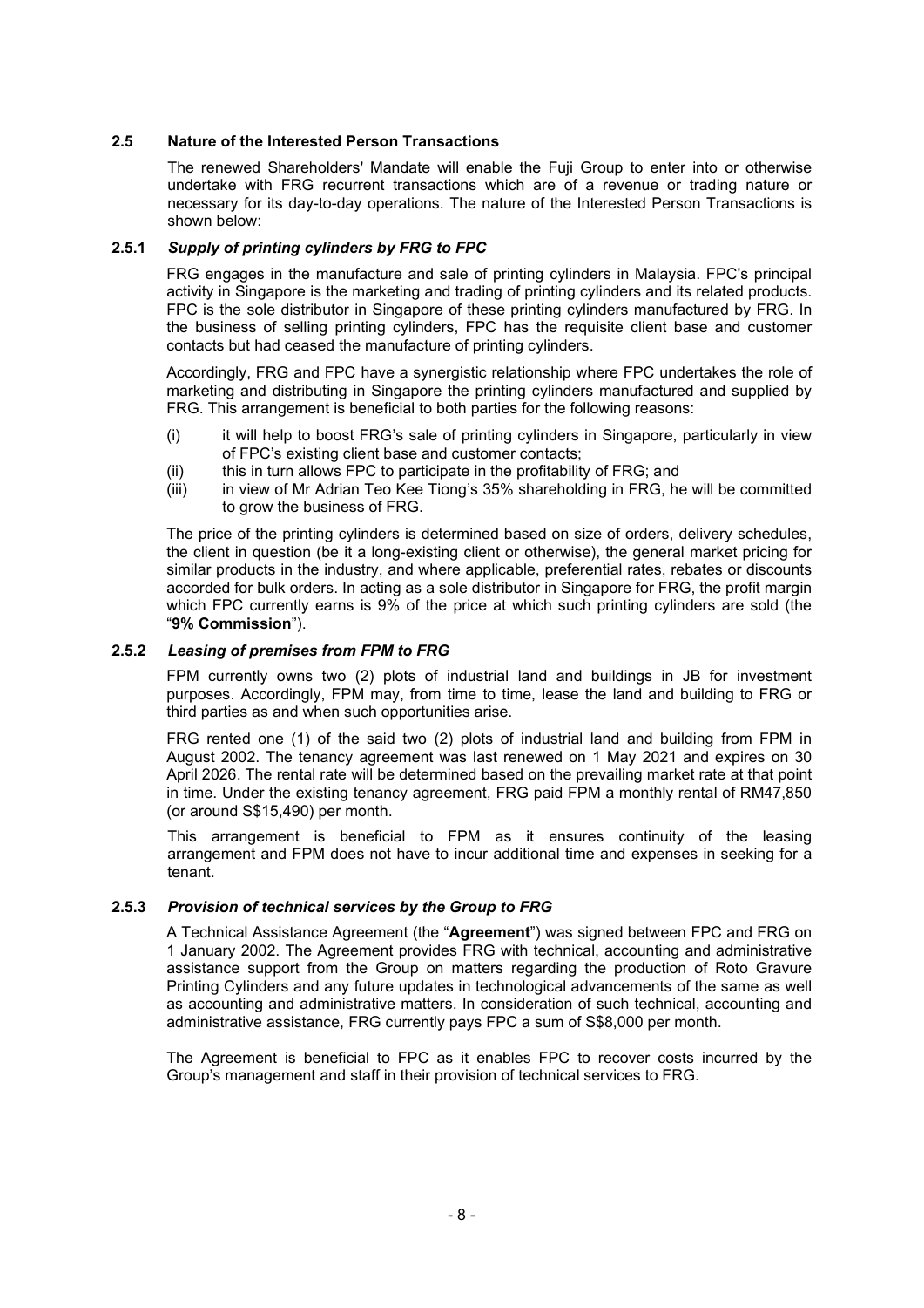### 2.5 Nature of the Interested Person Transactions

The renewed Shareholders' Mandate will enable the Fuji Group to enter into or otherwise undertake with FRG recurrent transactions which are of a revenue or trading nature or necessary for its day-to-day operations. The nature of the Interested Person Transactions is shown below:

#### 2.5.1 *Supply of printing cylinders by FRG to FPC*

FRG engages in the manufacture and sale of printing cylinders in Malaysia. FPC's principal activity in Singapore is the marketing and trading of printing cylinders and its related products. FPC is the sole distributor in Singapore of these printing cylinders manufactured by FRG. In the business of selling printing cylinders, FPC has the requisite client base and customer contacts but had ceased the manufacture of printing cylinders.

Accordingly, FRG and FPC have a synergistic relationship where FPC undertakes the role of marketing and distributing in Singapore the printing cylinders manufactured and supplied by FRG. This arrangement is beneficial to both parties for the following reasons:

(i) it will help to boost FRG's sale of printing cylinders in Singapore, particularly in view of FPC's existing client base and customer contacts;
(ii) this in turn allows FPC to participate in the profitability of FRG; and
(iii) in view of Mr Adrian Teo Kee Tiong's 35% shareholding in FRG, he will be committed to grow the business of FRG.

The price of the printing cylinders is determined based on size of orders, delivery schedules, the client in question (be it a long-existing client or otherwise), the general market pricing for similar products in the industry, and where applicable, preferential rates, rebates or discounts accorded for bulk orders. In acting as a sole distributor in Singapore for FRG, the profit margin which FPC currently earns is 9% of the price at which such printing cylinders are sold (the "**9% Commission**").

#### 2.5.2 *Leasing of premises from FPM to FRG*

FPM currently owns two (2) plots of industrial land and buildings in JB for investment purposes. Accordingly, FPM may, from time to time, lease the land and building to FRG or third parties as and when such opportunities arise.

FRG rented one (1) of the said two (2) plots of industrial land and building from FPM in August 2002. The tenancy agreement was last renewed on 1 May 2021 and expires on 30 April 2026. The rental rate will be determined based on the prevailing market rate at that point in time. Under the existing tenancy agreement, FRG paid FPM a monthly rental of RM47,850 (or around S$15,490) per month.

This arrangement is beneficial to FPM as it ensures continuity of the leasing arrangement and FPM does not have to incur additional time and expenses in seeking for a tenant.

#### 2.5.3 *Provision of technical services by the Group to FRG*

A Technical Assistance Agreement (the "**Agreement**") was signed between FPC and FRG on 1 January 2002. The Agreement provides FRG with technical, accounting and administrative assistance support from the Group on matters regarding the production of Roto Gravure Printing Cylinders and any future updates in technological advancements of the same as well as accounting and administrative matters. In consideration of such technical, accounting and administrative assistance, FRG currently pays FPC a sum of S$8,000 per month.

The Agreement is beneficial to FPC as it enables FPC to recover costs incurred by the Group's management and staff in their provision of technical services to FRG.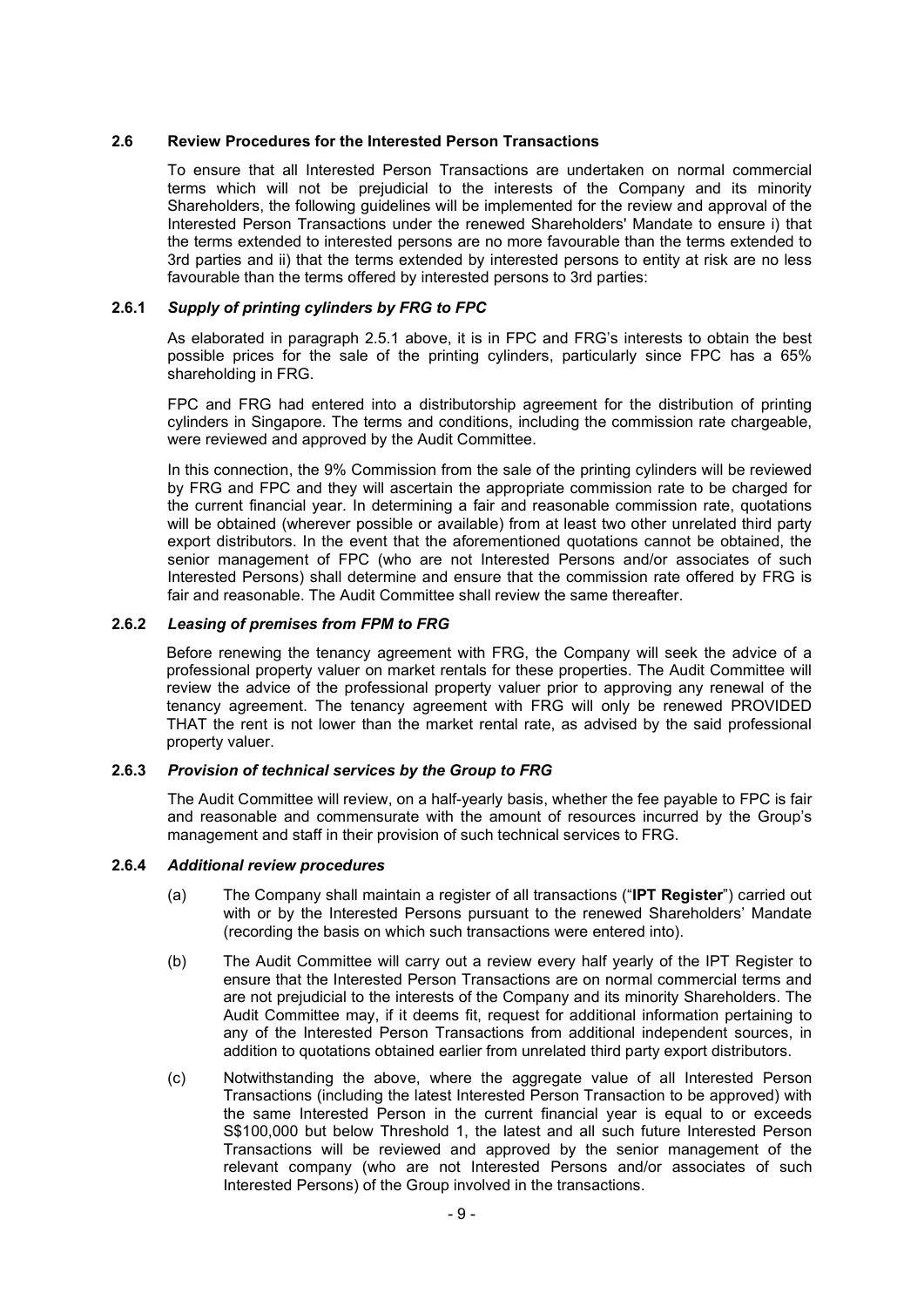### 2.6 Review Procedures for the Interested Person Transactions

To ensure that all Interested Person Transactions are undertaken on normal commercial terms which will not be prejudicial to the interests of the Company and its minority Shareholders, the following guidelines will be implemented for the review and approval of the Interested Person Transactions under the renewed Shareholders' Mandate to ensure i) that the terms extended to interested persons are no more favourable than the terms extended to 3rd parties and ii) that the terms extended by interested persons to entity at risk are no less favourable than the terms offered by interested persons to 3rd parties:

#### 2.6.1 *Supply of printing cylinders by FRG to FPC*

As elaborated in paragraph 2.5.1 above, it is in FPC and FRG's interests to obtain the best possible prices for the sale of the printing cylinders, particularly since FPC has a 65% shareholding in FRG.

FPC and FRG had entered into a distributorship agreement for the distribution of printing cylinders in Singapore. The terms and conditions, including the commission rate chargeable, were reviewed and approved by the Audit Committee.

In this connection, the 9% Commission from the sale of the printing cylinders will be reviewed by FRG and FPC and they will ascertain the appropriate commission rate to be charged for the current financial year. In determining a fair and reasonable commission rate, quotations will be obtained (wherever possible or available) from at least two other unrelated third party export distributors. In the event that the aforementioned quotations cannot be obtained, the senior management of FPC (who are not Interested Persons and/or associates of such Interested Persons) shall determine and ensure that the commission rate offered by FRG is fair and reasonable. The Audit Committee shall review the same thereafter.

#### 2.6.2 *Leasing of premises from FPM to FRG*

Before renewing the tenancy agreement with FRG, the Company will seek the advice of a professional property valuer on market rentals for these properties. The Audit Committee will review the advice of the professional property valuer prior to approving any renewal of the tenancy agreement. The tenancy agreement with FRG will only be renewed PROVIDED THAT the rent is not lower than the market rental rate, as advised by the said professional property valuer.

#### 2.6.3 *Provision of technical services by the Group to FRG*

The Audit Committee will review, on a half-yearly basis, whether the fee payable to FPC is fair and reasonable and commensurate with the amount of resources incurred by the Group's management and staff in their provision of such technical services to FRG.

#### 2.6.4 *Additional review procedures*

(a) The Company shall maintain a register of all transactions ("**IPT Register**") carried out with or by the Interested Persons pursuant to the renewed Shareholders' Mandate (recording the basis on which such transactions were entered into).

(b) The Audit Committee will carry out a review every half yearly of the IPT Register to ensure that the Interested Person Transactions are on normal commercial terms and are not prejudicial to the interests of the Company and its minority Shareholders. The Audit Committee may, if it deems fit, request for additional information pertaining to any of the Interested Person Transactions from additional independent sources, in addition to quotations obtained earlier from unrelated third party export distributors.

(c) Notwithstanding the above, where the aggregate value of all Interested Person Transactions (including the latest Interested Person Transaction to be approved) with the same Interested Person in the current financial year is equal to or exceeds S$100,000 but below Threshold 1, the latest and all such future Interested Person Transactions will be reviewed and approved by the senior management of the relevant company (who are not Interested Persons and/or associates of such Interested Persons) of the Group involved in the transactions.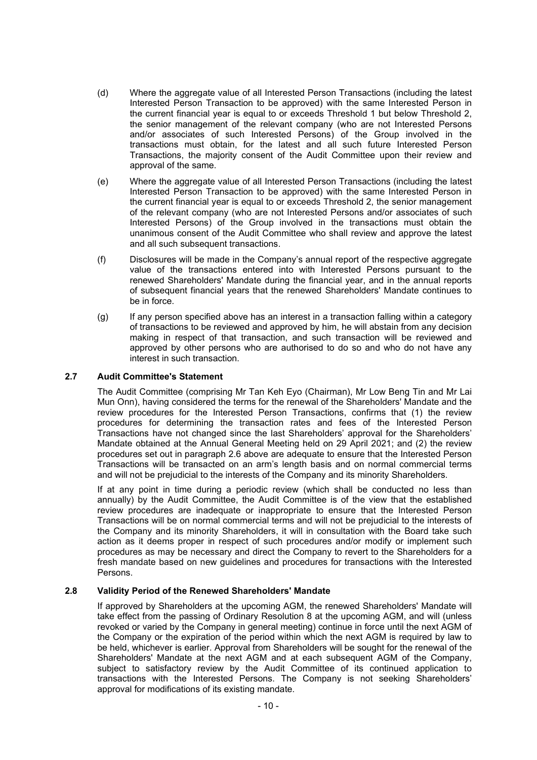(d) Where the aggregate value of all Interested Person Transactions (including the latest Interested Person Transaction to be approved) with the same Interested Person in the current financial year is equal to or exceeds Threshold 1 but below Threshold 2, the senior management of the relevant company (who are not Interested Persons and/or associates of such Interested Persons) of the Group involved in the transactions must obtain, for the latest and all such future Interested Person Transactions, the majority consent of the Audit Committee upon their review and approval of the same.

(e) Where the aggregate value of all Interested Person Transactions (including the latest Interested Person Transaction to be approved) with the same Interested Person in the current financial year is equal to or exceeds Threshold 2, the senior management of the relevant company (who are not Interested Persons and/or associates of such Interested Persons) of the Group involved in the transactions must obtain the unanimous consent of the Audit Committee who shall review and approve the latest and all such subsequent transactions.

(f) Disclosures will be made in the Company's annual report of the respective aggregate value of the transactions entered into with Interested Persons pursuant to the renewed Shareholders' Mandate during the financial year, and in the annual reports of subsequent financial years that the renewed Shareholders' Mandate continues to be in force.

(g) If any person specified above has an interest in a transaction falling within a category of transactions to be reviewed and approved by him, he will abstain from any decision making in respect of that transaction, and such transaction will be reviewed and approved by other persons who are authorised to do so and who do not have any interest in such transaction.

## 2.7 Audit Committee's Statement

The Audit Committee (comprising Mr Tan Keh Eyo (Chairman), Mr Low Beng Tin and Mr Lai Mun Onn), having considered the terms for the renewal of the Shareholders' Mandate and the review procedures for the Interested Person Transactions, confirms that (1) the review procedures for determining the transaction rates and fees of the Interested Person Transactions have not changed since the last Shareholders' approval for the Shareholders' Mandate obtained at the Annual General Meeting held on 29 April 2021; and (2) the review procedures set out in paragraph 2.6 above are adequate to ensure that the Interested Person Transactions will be transacted on an arm's length basis and on normal commercial terms and will not be prejudicial to the interests of the Company and its minority Shareholders.

If at any point in time during a periodic review (which shall be conducted no less than annually) by the Audit Committee, the Audit Committee is of the view that the established review procedures are inadequate or inappropriate to ensure that the Interested Person Transactions will be on normal commercial terms and will not be prejudicial to the interests of the Company and its minority Shareholders, it will in consultation with the Board take such action as it deems proper in respect of such procedures and/or modify or implement such procedures as may be necessary and direct the Company to revert to the Shareholders for a fresh mandate based on new guidelines and procedures for transactions with the Interested Persons.

## 2.8 Validity Period of the Renewed Shareholders' Mandate

If approved by Shareholders at the upcoming AGM, the renewed Shareholders' Mandate will take effect from the passing of Ordinary Resolution 8 at the upcoming AGM, and will (unless revoked or varied by the Company in general meeting) continue in force until the next AGM of the Company or the expiration of the period within which the next AGM is required by law to be held, whichever is earlier. Approval from Shareholders will be sought for the renewal of the Shareholders' Mandate at the next AGM and at each subsequent AGM of the Company, subject to satisfactory review by the Audit Committee of its continued application to transactions with the Interested Persons. The Company is not seeking Shareholders' approval for modifications of its existing mandate.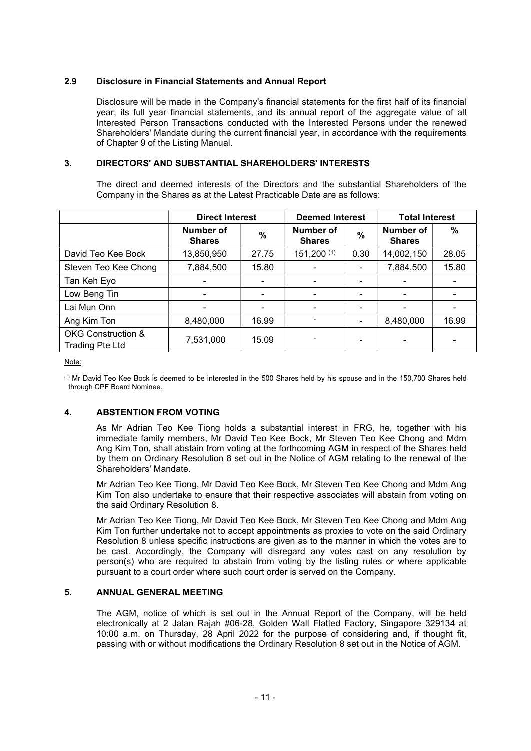### 2.9 Disclosure in Financial Statements and Annual Report

Disclosure will be made in the Company's financial statements for the first half of its financial year, its full year financial statements, and its annual report of the aggregate value of all Interested Person Transactions conducted with the Interested Persons under the renewed Shareholders' Mandate during the current financial year, in accordance with the requirements of Chapter 9 of the Listing Manual.

## 3. DIRECTORS' AND SUBSTANTIAL SHAREHOLDERS' INTERESTS

The direct and deemed interests of the Directors and the substantial Shareholders of the Company in the Shares as at the Latest Practicable Date are as follows:

| | Direct Interest | | Deemed Interest | | Total Interest | |
|---|---|---|---|---|---|---|
| | **Number of Shares** | **%** | **Number of Shares** | **%** | **Number of Shares** | **%** |
| David Teo Kee Bock | 13,850,950 | 27.75 | 151,200 [(1)] | 0.30 | 14,002,150 | 28.05 |
| Steven Teo Kee Chong | 7,884,500 | 15.80 | - | - | 7,884,500 | 15.80 |
| Tan Keh Eyo | - | - | - | - | - | - |
| Low Beng Tin | - | - | - | - | - | - |
| Lai Mun Onn | - | - | - | - | - | - |
| Ang Kim Ton | 8,480,000 | 16.99 | - | - | 8,480,000 | 16.99 |
| OKG Construction & Trading Pte Ltd | 7,531,000 | 15.09 | - | - | - | - |

Note:

[(1)] Mr David Teo Kee Bock is deemed to be interested in the 500 Shares held by his spouse and in the 150,700 Shares held through CPF Board Nominee.

## 4. ABSTENTION FROM VOTING

As Mr Adrian Teo Kee Tiong holds a substantial interest in FRG, he, together with his immediate family members, Mr David Teo Kee Bock, Mr Steven Teo Kee Chong and Mdm Ang Kim Ton, shall abstain from voting at the forthcoming AGM in respect of the Shares held by them on Ordinary Resolution 8 set out in the Notice of AGM relating to the renewal of the Shareholders' Mandate.

Mr Adrian Teo Kee Tiong, Mr David Teo Kee Bock, Mr Steven Teo Kee Chong and Mdm Ang Kim Ton also undertake to ensure that their respective associates will abstain from voting on the said Ordinary Resolution 8.

Mr Adrian Teo Kee Tiong, Mr David Teo Kee Bock, Mr Steven Teo Kee Chong and Mdm Ang Kim Ton further undertake not to accept appointments as proxies to vote on the said Ordinary Resolution 8 unless specific instructions are given as to the manner in which the votes are to be cast. Accordingly, the Company will disregard any votes cast on any resolution by person(s) who are required to abstain from voting by the listing rules or where applicable pursuant to a court order where such court order is served on the Company.

## 5. ANNUAL GENERAL MEETING

The AGM, notice of which is set out in the Annual Report of the Company, will be held electronically at 2 Jalan Rajah #06-28, Golden Wall Flatted Factory, Singapore 329134 at 10:00 a.m. on Thursday, 28 April 2022 for the purpose of considering and, if thought fit, passing with or without modifications the Ordinary Resolution 8 set out in the Notice of AGM.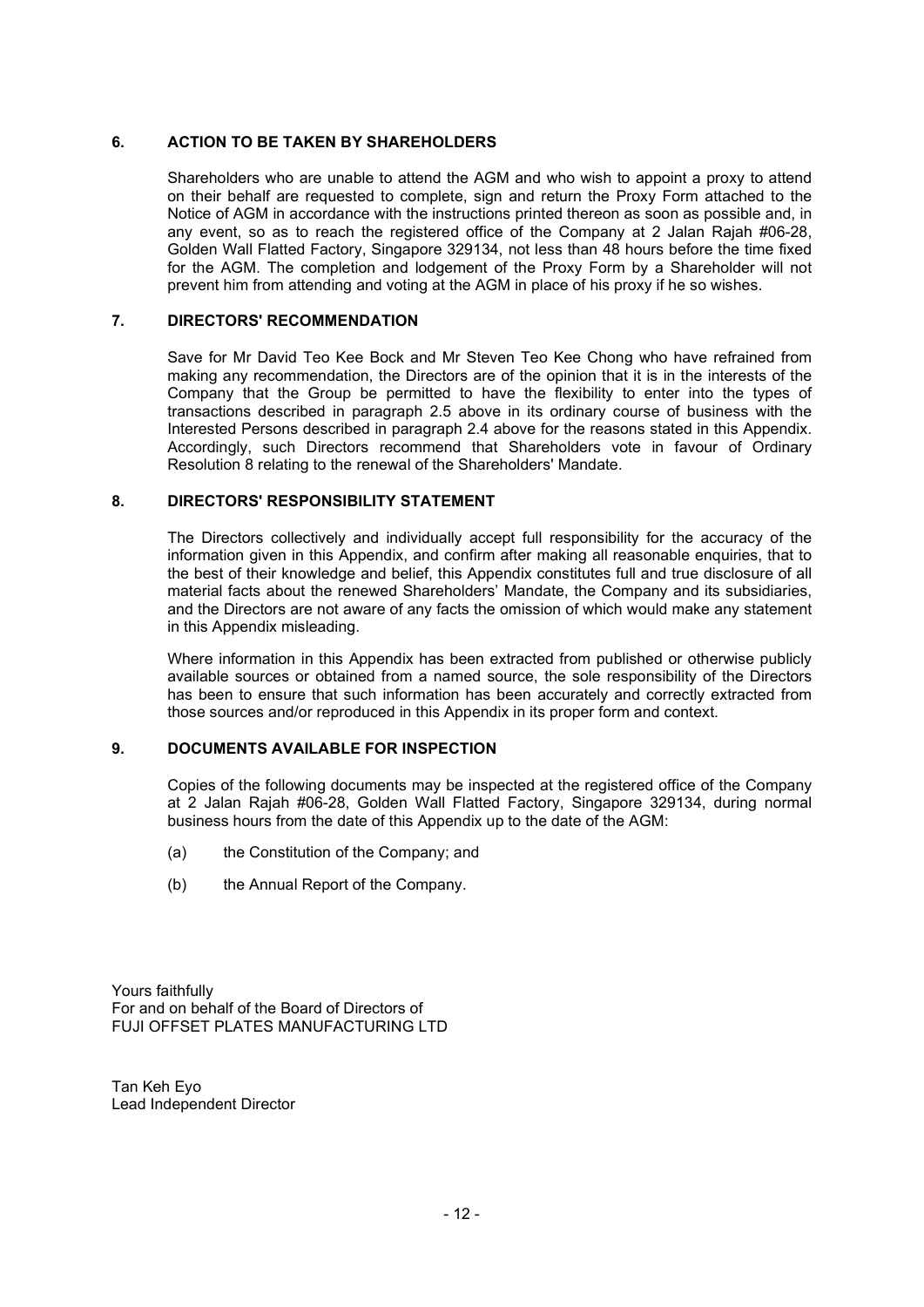## 6. ACTION TO BE TAKEN BY SHAREHOLDERS

Shareholders who are unable to attend the AGM and who wish to appoint a proxy to attend on their behalf are requested to complete, sign and return the Proxy Form attached to the Notice of AGM in accordance with the instructions printed thereon as soon as possible and, in any event, so as to reach the registered office of the Company at 2 Jalan Rajah #06-28, Golden Wall Flatted Factory, Singapore 329134, not less than 48 hours before the time fixed for the AGM. The completion and lodgement of the Proxy Form by a Shareholder will not prevent him from attending and voting at the AGM in place of his proxy if he so wishes.

## 7. DIRECTORS' RECOMMENDATION

Save for Mr David Teo Kee Bock and Mr Steven Teo Kee Chong who have refrained from making any recommendation, the Directors are of the opinion that it is in the interests of the Company that the Group be permitted to have the flexibility to enter into the types of transactions described in paragraph 2.5 above in its ordinary course of business with the Interested Persons described in paragraph 2.4 above for the reasons stated in this Appendix. Accordingly, such Directors recommend that Shareholders vote in favour of Ordinary Resolution 8 relating to the renewal of the Shareholders' Mandate.

## 8. DIRECTORS' RESPONSIBILITY STATEMENT

The Directors collectively and individually accept full responsibility for the accuracy of the information given in this Appendix, and confirm after making all reasonable enquiries, that to the best of their knowledge and belief, this Appendix constitutes full and true disclosure of all material facts about the renewed Shareholders' Mandate, the Company and its subsidiaries, and the Directors are not aware of any facts the omission of which would make any statement in this Appendix misleading.

Where information in this Appendix has been extracted from published or otherwise publicly available sources or obtained from a named source, the sole responsibility of the Directors has been to ensure that such information has been accurately and correctly extracted from those sources and/or reproduced in this Appendix in its proper form and context.

## 9. DOCUMENTS AVAILABLE FOR INSPECTION

Copies of the following documents may be inspected at the registered office of the Company at 2 Jalan Rajah #06-28, Golden Wall Flatted Factory, Singapore 329134, during normal business hours from the date of this Appendix up to the date of the AGM:

(a) the Constitution of the Company; and

(b) the Annual Report of the Company.

Yours faithfully
For and on behalf of the Board of Directors of
FUJI OFFSET PLATES MANUFACTURING LTD

Tan Keh Eyo
Lead Independent Director